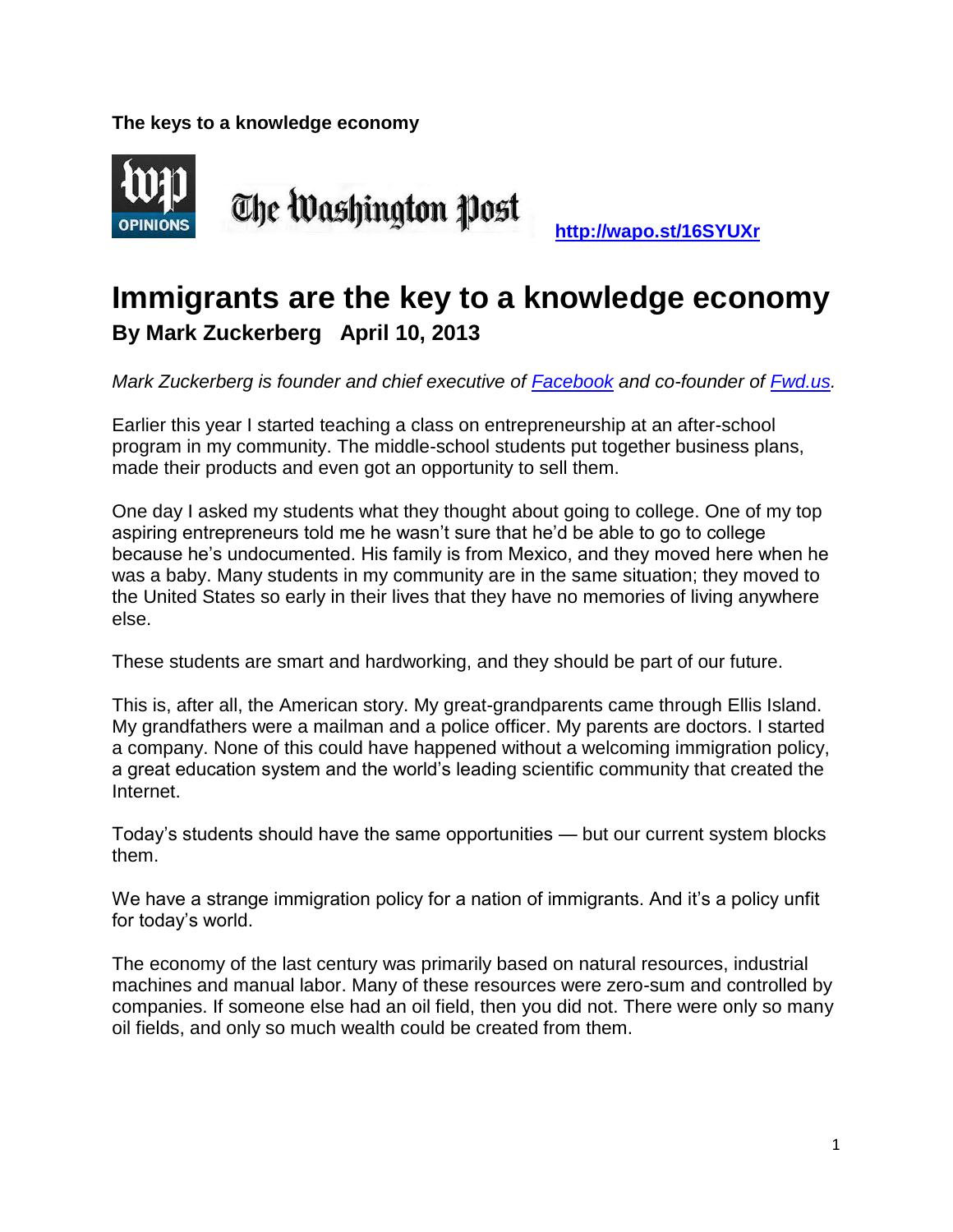**The keys to a knowledge economy**

The Washington Post [http://wapo.st/16SYUXr](http://wapo.st/16SYUXr)

# Immigrants are the key to a knowledge economy

## By Mark Zuckerberg April 10, 2013

*Mark Zuckerberg is founder and chief executive of [Facebook](#) and co-founder of [Fwd.us](#).*

Earlier this year I started teaching a class on entrepreneurship at an after-school program in my community. The middle-school students put together business plans, made their products and even got an opportunity to sell them.

One day I asked my students what they thought about going to college. One of my top aspiring entrepreneurs told me he wasn't sure that he'd be able to go to college because he's undocumented. His family is from Mexico, and they moved here when he was a baby. Many students in my community are in the same situation; they moved to the United States so early in their lives that they have no memories of living anywhere else.

These students are smart and hardworking, and they should be part of our future.

This is, after all, the American story. My great-grandparents came through Ellis Island. My grandfathers were a mailman and a police officer. My parents are doctors. I started a company. None of this could have happened without a welcoming immigration policy, a great education system and the world's leading scientific community that created the Internet.

Today's students should have the same opportunities — but our current system blocks them.

We have a strange immigration policy for a nation of immigrants. And it's a policy unfit for today's world.

The economy of the last century was primarily based on natural resources, industrial machines and manual labor. Many of these resources were zero-sum and controlled by companies. If someone else had an oil field, then you did not. There were only so many oil fields, and only so much wealth could be created from them.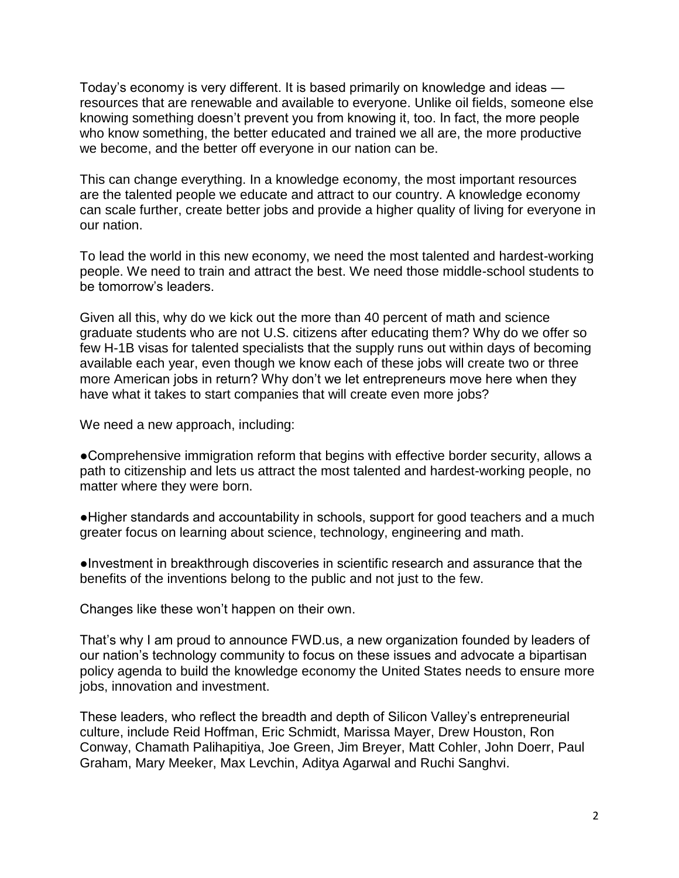Today's economy is very different. It is based primarily on knowledge and ideas — resources that are renewable and available to everyone. Unlike oil fields, someone else knowing something doesn't prevent you from knowing it, too. In fact, the more people who know something, the better educated and trained we all are, the more productive we become, and the better off everyone in our nation can be.

This can change everything. In a knowledge economy, the most important resources are the talented people we educate and attract to our country. A knowledge economy can scale further, create better jobs and provide a higher quality of living for everyone in our nation.

To lead the world in this new economy, we need the most talented and hardest-working people. We need to train and attract the best. We need those middle-school students to be tomorrow's leaders.

Given all this, why do we kick out the more than 40 percent of math and science graduate students who are not U.S. citizens after educating them? Why do we offer so few H-1B visas for talented specialists that the supply runs out within days of becoming available each year, even though we know each of these jobs will create two or three more American jobs in return? Why don't we let entrepreneurs move here when they have what it takes to start companies that will create even more jobs?

We need a new approach, including:

- Comprehensive immigration reform that begins with effective border security, allows a path to citizenship and lets us attract the most talented and hardest-working people, no matter where they were born.

- Higher standards and accountability in schools, support for good teachers and a much greater focus on learning about science, technology, engineering and math.

- Investment in breakthrough discoveries in scientific research and assurance that the benefits of the inventions belong to the public and not just to the few.

Changes like these won't happen on their own.

That's why I am proud to announce FWD.us, a new organization founded by leaders of our nation's technology community to focus on these issues and advocate a bipartisan policy agenda to build the knowledge economy the United States needs to ensure more jobs, innovation and investment.

These leaders, who reflect the breadth and depth of Silicon Valley's entrepreneurial culture, include Reid Hoffman, Eric Schmidt, Marissa Mayer, Drew Houston, Ron Conway, Chamath Palihapitiya, Joe Green, Jim Breyer, Matt Cohler, John Doerr, Paul Graham, Mary Meeker, Max Levchin, Aditya Agarwal and Ruchi Sanghvi.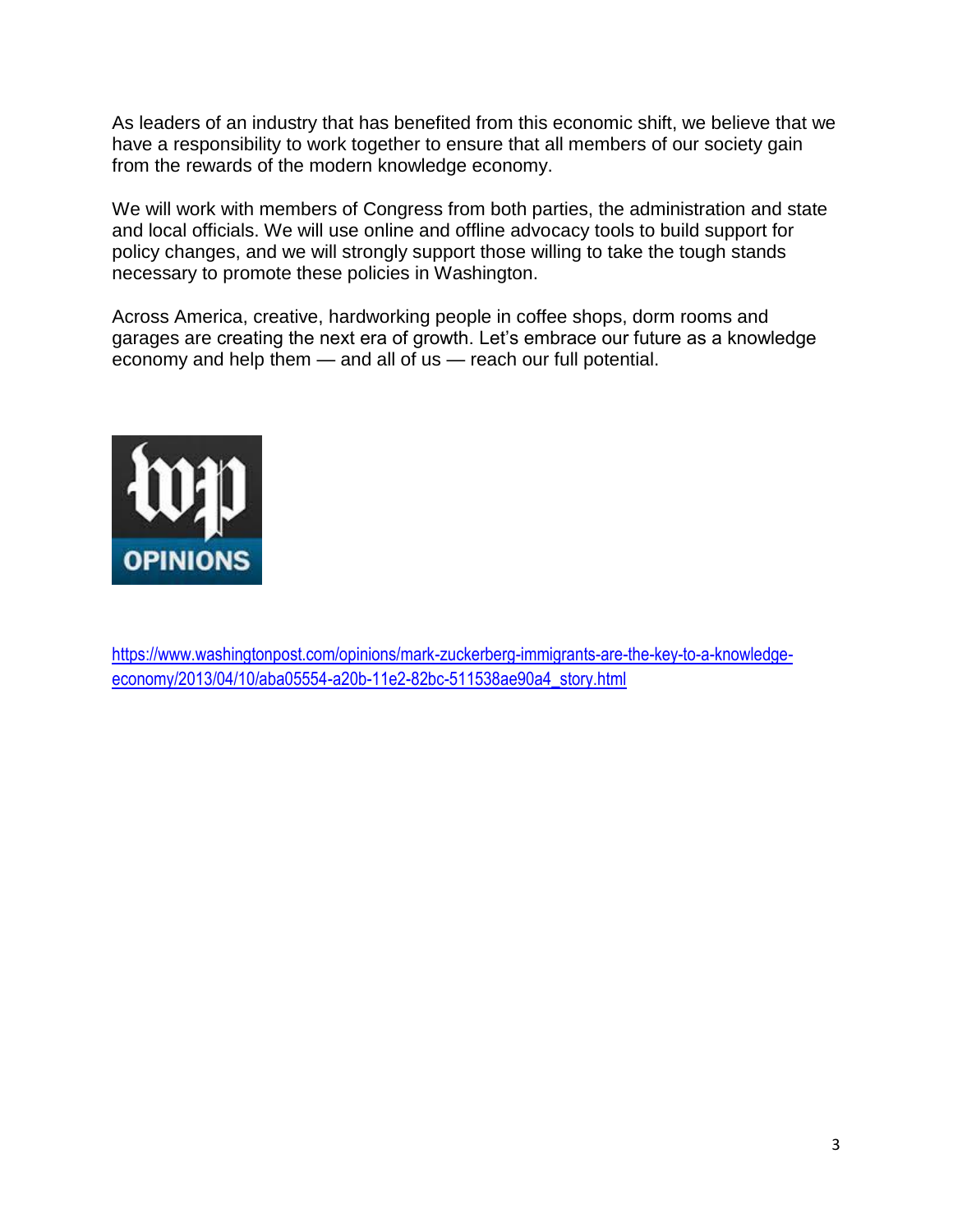As leaders of an industry that has benefited from this economic shift, we believe that we have a responsibility to work together to ensure that all members of our society gain from the rewards of the modern knowledge economy.

We will work with members of Congress from both parties, the administration and state and local officials. We will use online and offline advocacy tools to build support for policy changes, and we will strongly support those willing to take the tough stands necessary to promote these policies in Washington.

Across America, creative, hardworking people in coffee shops, dorm rooms and garages are creating the next era of growth. Let's embrace our future as a knowledge economy and help them — and all of us — reach our full potential.

wp
OPINIONS

https://www.washingtonpost.com/opinions/mark-zuckerberg-immigrants-are-the-key-to-a-knowledge-economy/2013/04/10/aba05554-a20b-11e2-82bc-511538ae90a4_story.html